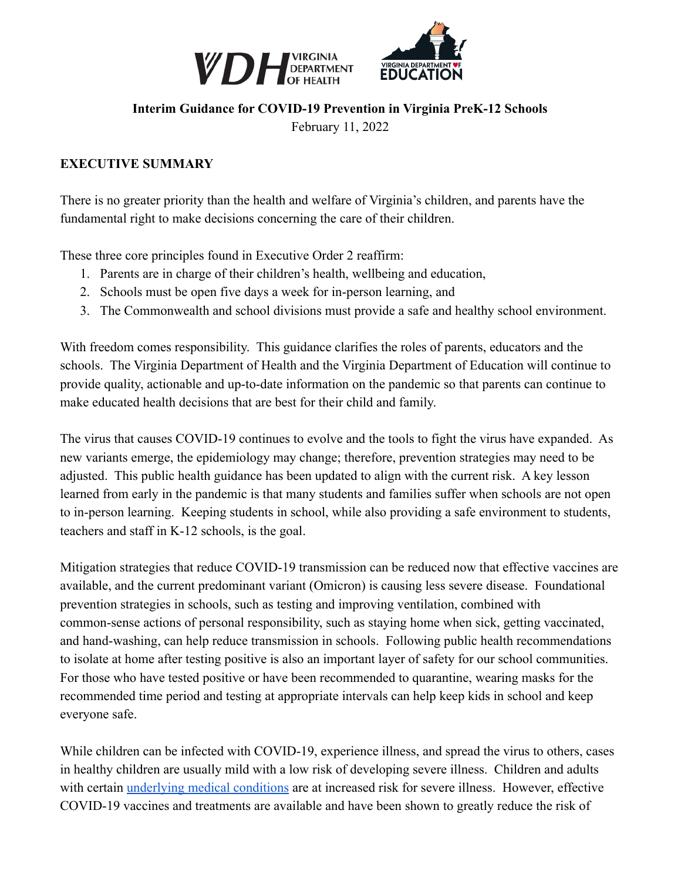**Interim Guidance for COVID-19 Prevention in Virginia PreK-12 Schools**

February 11, 2022

## EXECUTIVE SUMMARY

There is no greater priority than the health and welfare of Virginia's children, and parents have the fundamental right to make decisions concerning the care of their children.

These three core principles found in Executive Order 2 reaffirm:

1. Parents are in charge of their children's health, wellbeing and education,
2. Schools must be open five days a week for in-person learning, and
3. The Commonwealth and school divisions must provide a safe and healthy school environment.

With freedom comes responsibility. This guidance clarifies the roles of parents, educators and the schools. The Virginia Department of Health and the Virginia Department of Education will continue to provide quality, actionable and up-to-date information on the pandemic so that parents can continue to make educated health decisions that are best for their child and family.

The virus that causes COVID-19 continues to evolve and the tools to fight the virus have expanded. As new variants emerge, the epidemiology may change; therefore, prevention strategies may need to be adjusted. This public health guidance has been updated to align with the current risk. A key lesson learned from early in the pandemic is that many students and families suffer when schools are not open to in-person learning. Keeping students in school, while also providing a safe environment to students, teachers and staff in K-12 schools, is the goal.

Mitigation strategies that reduce COVID-19 transmission can be reduced now that effective vaccines are available, and the current predominant variant (Omicron) is causing less severe disease. Foundational prevention strategies in schools, such as testing and improving ventilation, combined with common-sense actions of personal responsibility, such as staying home when sick, getting vaccinated, and hand-washing, can help reduce transmission in schools. Following public health recommendations to isolate at home after testing positive is also an important layer of safety for our school communities. For those who have tested positive or have been recommended to quarantine, wearing masks for the recommended time period and testing at appropriate intervals can help keep kids in school and keep everyone safe.

While children can be infected with COVID-19, experience illness, and spread the virus to others, cases in healthy children are usually mild with a low risk of developing severe illness. Children and adults with certain underlying medical conditions are at increased risk for severe illness. However, effective COVID-19 vaccines and treatments are available and have been shown to greatly reduce the risk of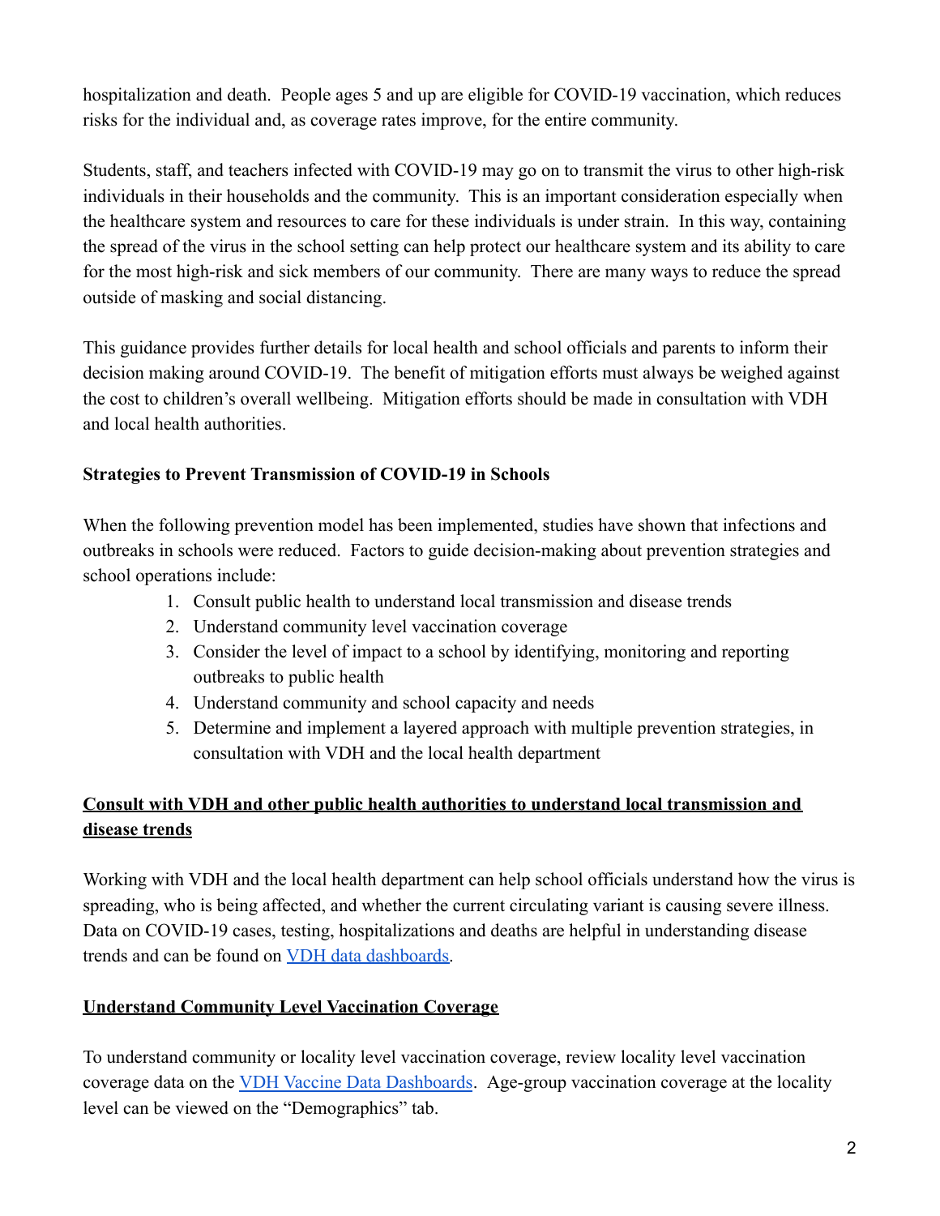hospitalization and death. People ages 5 and up are eligible for COVID-19 vaccination, which reduces risks for the individual and, as coverage rates improve, for the entire community.

Students, staff, and teachers infected with COVID-19 may go on to transmit the virus to other high-risk individuals in their households and the community. This is an important consideration especially when the healthcare system and resources to care for these individuals is under strain. In this way, containing the spread of the virus in the school setting can help protect our healthcare system and its ability to care for the most high-risk and sick members of our community. There are many ways to reduce the spread outside of masking and social distancing.

This guidance provides further details for local health and school officials and parents to inform their decision making around COVID-19. The benefit of mitigation efforts must always be weighed against the cost to children's overall wellbeing. Mitigation efforts should be made in consultation with VDH and local health authorities.

**Strategies to Prevent Transmission of COVID-19 in Schools**

When the following prevention model has been implemented, studies have shown that infections and outbreaks in schools were reduced. Factors to guide decision-making about prevention strategies and school operations include:

1. Consult public health to understand local transmission and disease trends
2. Understand community level vaccination coverage
3. Consider the level of impact to a school by identifying, monitoring and reporting outbreaks to public health
4. Understand community and school capacity and needs
5. Determine and implement a layered approach with multiple prevention strategies, in consultation with VDH and the local health department

## **Consult with VDH and other public health authorities to understand local transmission and disease trends**

Working with VDH and the local health department can help school officials understand how the virus is spreading, who is being affected, and whether the current circulating variant is causing severe illness. Data on COVID-19 cases, testing, hospitalizations and deaths are helpful in understanding disease trends and can be found on VDH data dashboards.

## **Understand Community Level Vaccination Coverage**

To understand community or locality level vaccination coverage, review locality level vaccination coverage data on the VDH Vaccine Data Dashboards. Age-group vaccination coverage at the locality level can be viewed on the "Demographics" tab.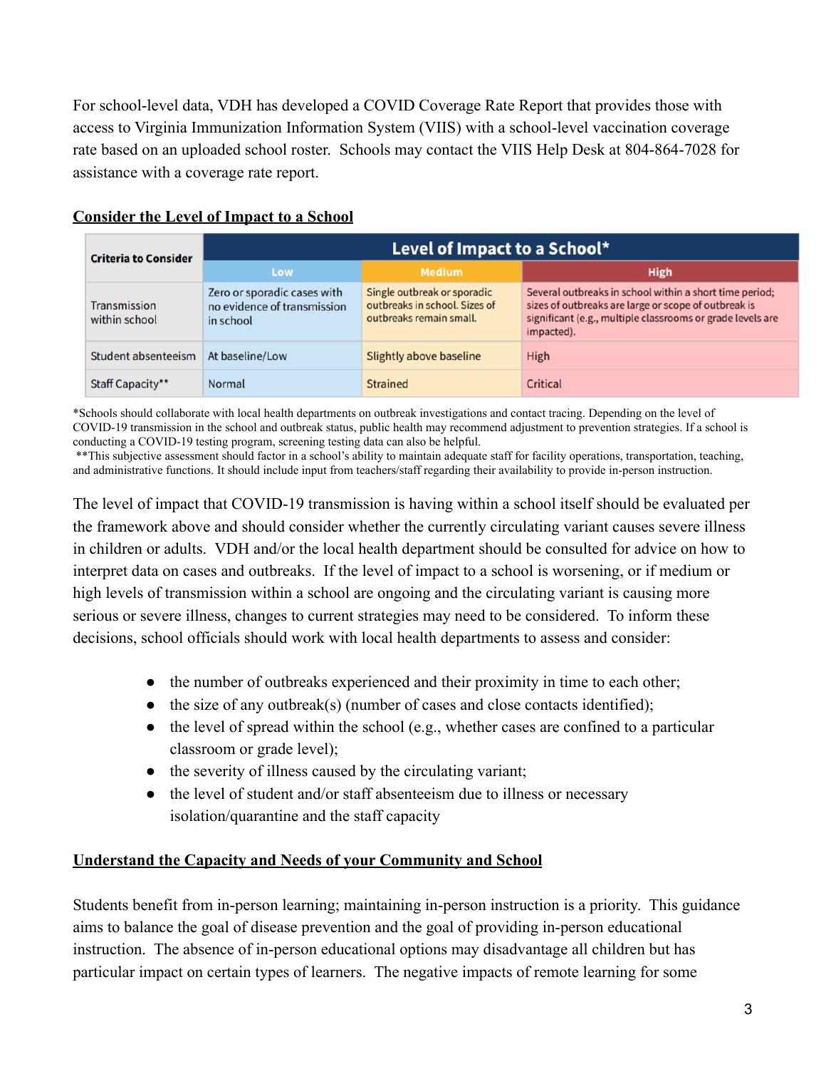For school-level data, VDH has developed a COVID Coverage Rate Report that provides those with access to Virginia Immunization Information System (VIIS) with a school-level vaccination coverage rate based on an uploaded school roster. Schools may contact the VIIS Help Desk at 804-864-7028 for assistance with a coverage rate report.

**Consider the Level of Impact to a School**

| Criteria to Consider | Level of Impact to a School* | | |
|---|---|---|---|
| | Low | Medium | High |
| Transmission within school | Zero or sporadic cases with no evidence of transmission in school | Single outbreak or sporadic outbreaks in school. Sizes of outbreaks remain small. | Several outbreaks in school within a short time period; sizes of outbreaks are large or scope of outbreak is significant (e.g., multiple classrooms or grade levels are impacted). |
| Student absenteeism | At baseline/Low | Slightly above baseline | High |
| Staff Capacity** | Normal | Strained | Critical |

*Schools should collaborate with local health departments on outbreak investigations and contact tracing. Depending on the level of COVID-19 transmission in the school and outbreak status, public health may recommend adjustment to prevention strategies. If a school is conducting a COVID-19 testing program, screening testing data can also be helpful.

**This subjective assessment should factor in a school's ability to maintain adequate staff for facility operations, transportation, teaching, and administrative functions. It should include input from teachers/staff regarding their availability to provide in-person instruction.

The level of impact that COVID-19 transmission is having within a school itself should be evaluated per the framework above and should consider whether the currently circulating variant causes severe illness in children or adults. VDH and/or the local health department should be consulted for advice on how to interpret data on cases and outbreaks. If the level of impact to a school is worsening, or if medium or high levels of transmission within a school are ongoing and the circulating variant is causing more serious or severe illness, changes to current strategies may need to be considered. To inform these decisions, school officials should work with local health departments to assess and consider:

- the number of outbreaks experienced and their proximity in time to each other;
- the size of any outbreak(s) (number of cases and close contacts identified);
- the level of spread within the school (e.g., whether cases are confined to a particular classroom or grade level);
- the severity of illness caused by the circulating variant;
- the level of student and/or staff absenteeism due to illness or necessary isolation/quarantine and the staff capacity

**Understand the Capacity and Needs of your Community and School**

Students benefit from in-person learning; maintaining in-person instruction is a priority. This guidance aims to balance the goal of disease prevention and the goal of providing in-person educational instruction. The absence of in-person educational options may disadvantage all children but has particular impact on certain types of learners. The negative impacts of remote learning for some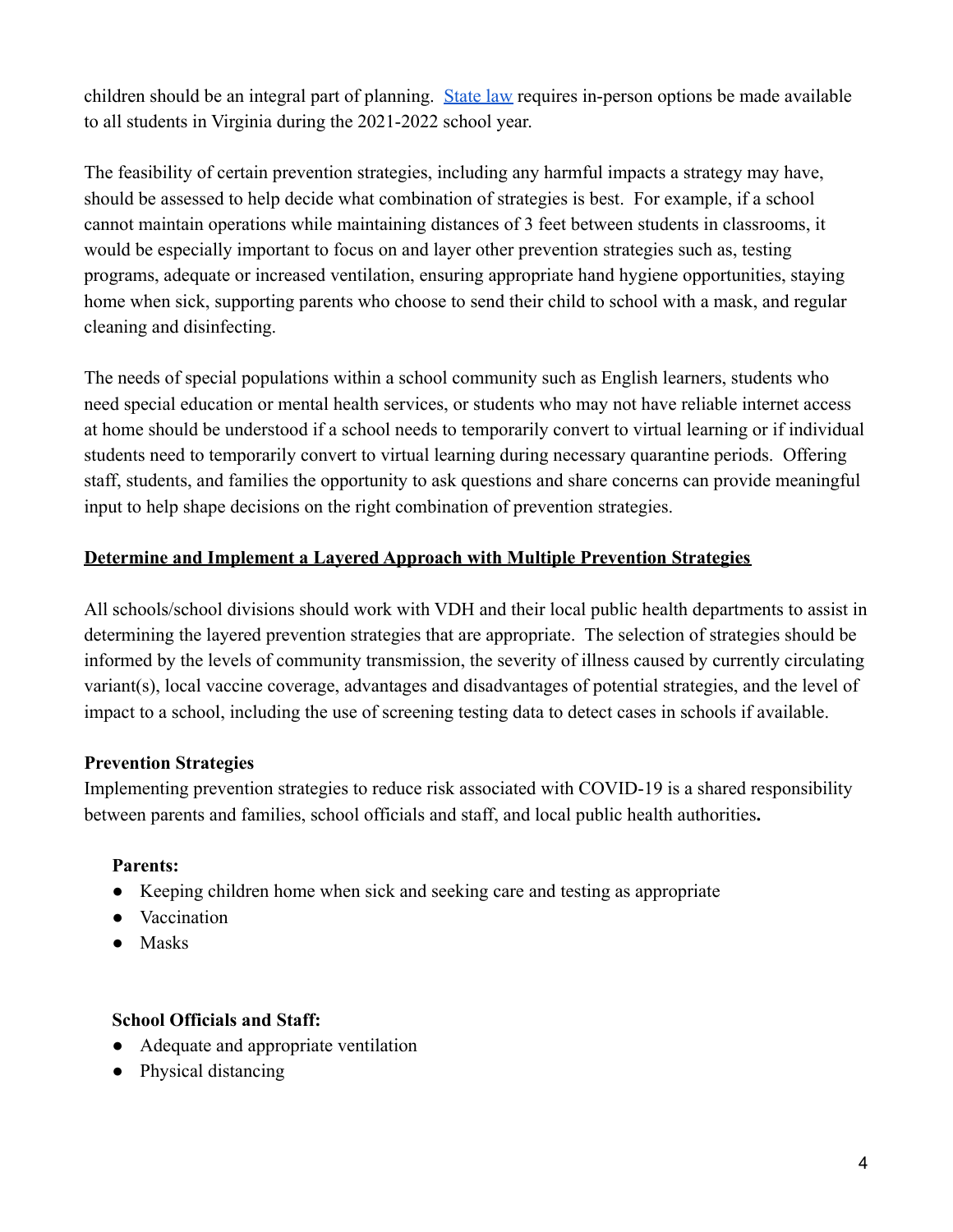children should be an integral part of planning. [State law](#) requires in-person options be made available to all students in Virginia during the 2021-2022 school year.

The feasibility of certain prevention strategies, including any harmful impacts a strategy may have, should be assessed to help decide what combination of strategies is best. For example, if a school cannot maintain operations while maintaining distances of 3 feet between students in classrooms, it would be especially important to focus on and layer other prevention strategies such as, testing programs, adequate or increased ventilation, ensuring appropriate hand hygiene opportunities, staying home when sick, supporting parents who choose to send their child to school with a mask, and regular cleaning and disinfecting.

The needs of special populations within a school community such as English learners, students who need special education or mental health services, or students who may not have reliable internet access at home should be understood if a school needs to temporarily convert to virtual learning or if individual students need to temporarily convert to virtual learning during necessary quarantine periods. Offering staff, students, and families the opportunity to ask questions and share concerns can provide meaningful input to help shape decisions on the right combination of prevention strategies.

## Determine and Implement a Layered Approach with Multiple Prevention Strategies

All schools/school divisions should work with VDH and their local public health departments to assist in determining the layered prevention strategies that are appropriate. The selection of strategies should be informed by the levels of community transmission, the severity of illness caused by currently circulating variant(s), local vaccine coverage, advantages and disadvantages of potential strategies, and the level of impact to a school, including the use of screening testing data to detect cases in schools if available.

### Prevention Strategies

Implementing prevention strategies to reduce risk associated with COVID-19 is a shared responsibility between parents and families, school officials and staff, and local public health authorities**.**

**Parents:**

- Keeping children home when sick and seeking care and testing as appropriate
- Vaccination
- Masks

**School Officials and Staff:**

- Adequate and appropriate ventilation
- Physical distancing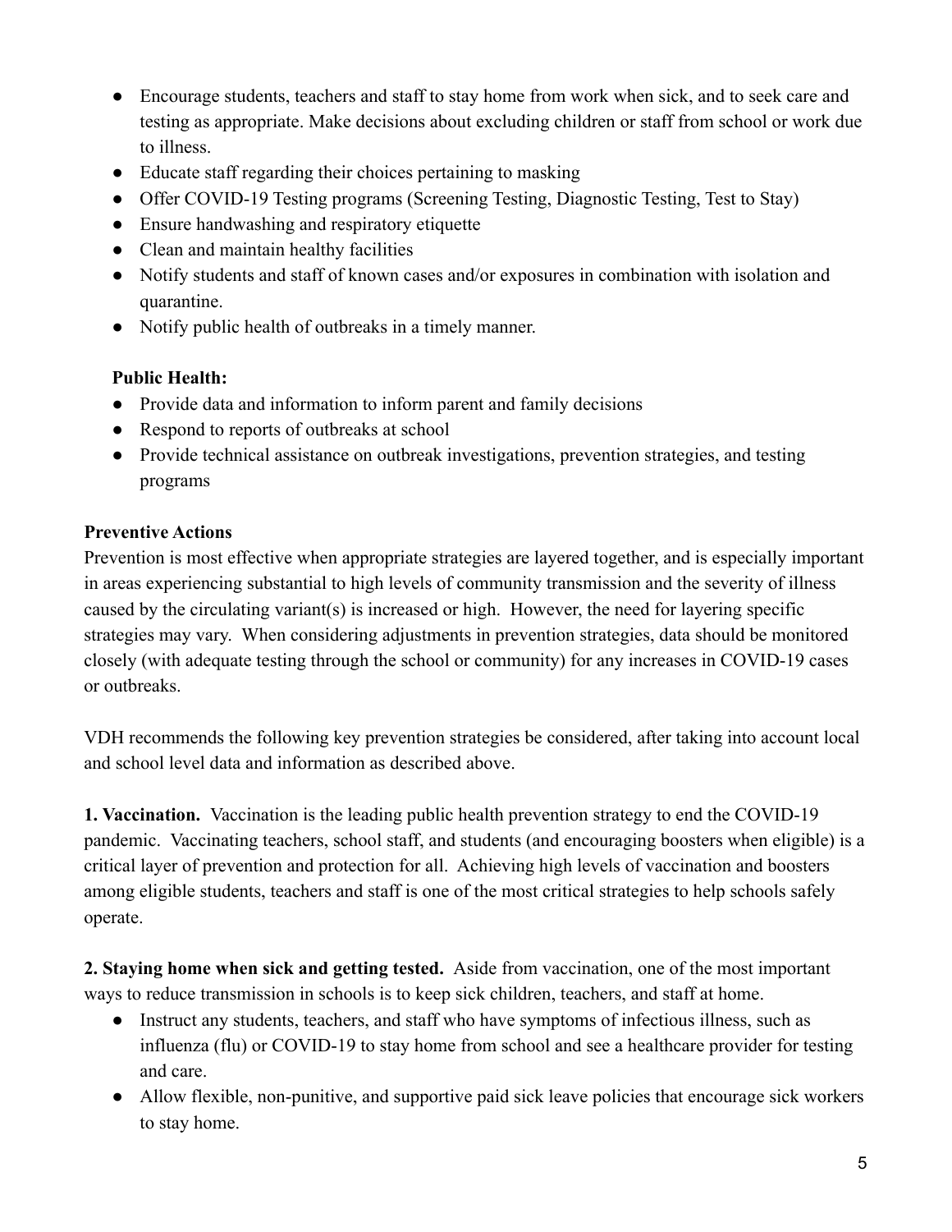- Encourage students, teachers and staff to stay home from work when sick, and to seek care and testing as appropriate. Make decisions about excluding children or staff from school or work due to illness.
- Educate staff regarding their choices pertaining to masking
- Offer COVID-19 Testing programs (Screening Testing, Diagnostic Testing, Test to Stay)
- Ensure handwashing and respiratory etiquette
- Clean and maintain healthy facilities
- Notify students and staff of known cases and/or exposures in combination with isolation and quarantine.
- Notify public health of outbreaks in a timely manner.

**Public Health:**

- Provide data and information to inform parent and family decisions
- Respond to reports of outbreaks at school
- Provide technical assistance on outbreak investigations, prevention strategies, and testing programs

**Preventive Actions**

Prevention is most effective when appropriate strategies are layered together, and is especially important in areas experiencing substantial to high levels of community transmission and the severity of illness caused by the circulating variant(s) is increased or high. However, the need for layering specific strategies may vary. When considering adjustments in prevention strategies, data should be monitored closely (with adequate testing through the school or community) for any increases in COVID-19 cases or outbreaks.

VDH recommends the following key prevention strategies be considered, after taking into account local and school level data and information as described above.

**1. Vaccination.** Vaccination is the leading public health prevention strategy to end the COVID-19 pandemic. Vaccinating teachers, school staff, and students (and encouraging boosters when eligible) is a critical layer of prevention and protection for all. Achieving high levels of vaccination and boosters among eligible students, teachers and staff is one of the most critical strategies to help schools safely operate.

**2. Staying home when sick and getting tested.** Aside from vaccination, one of the most important ways to reduce transmission in schools is to keep sick children, teachers, and staff at home.

- Instruct any students, teachers, and staff who have symptoms of infectious illness, such as influenza (flu) or COVID-19 to stay home from school and see a healthcare provider for testing and care.
- Allow flexible, non-punitive, and supportive paid sick leave policies that encourage sick workers to stay home.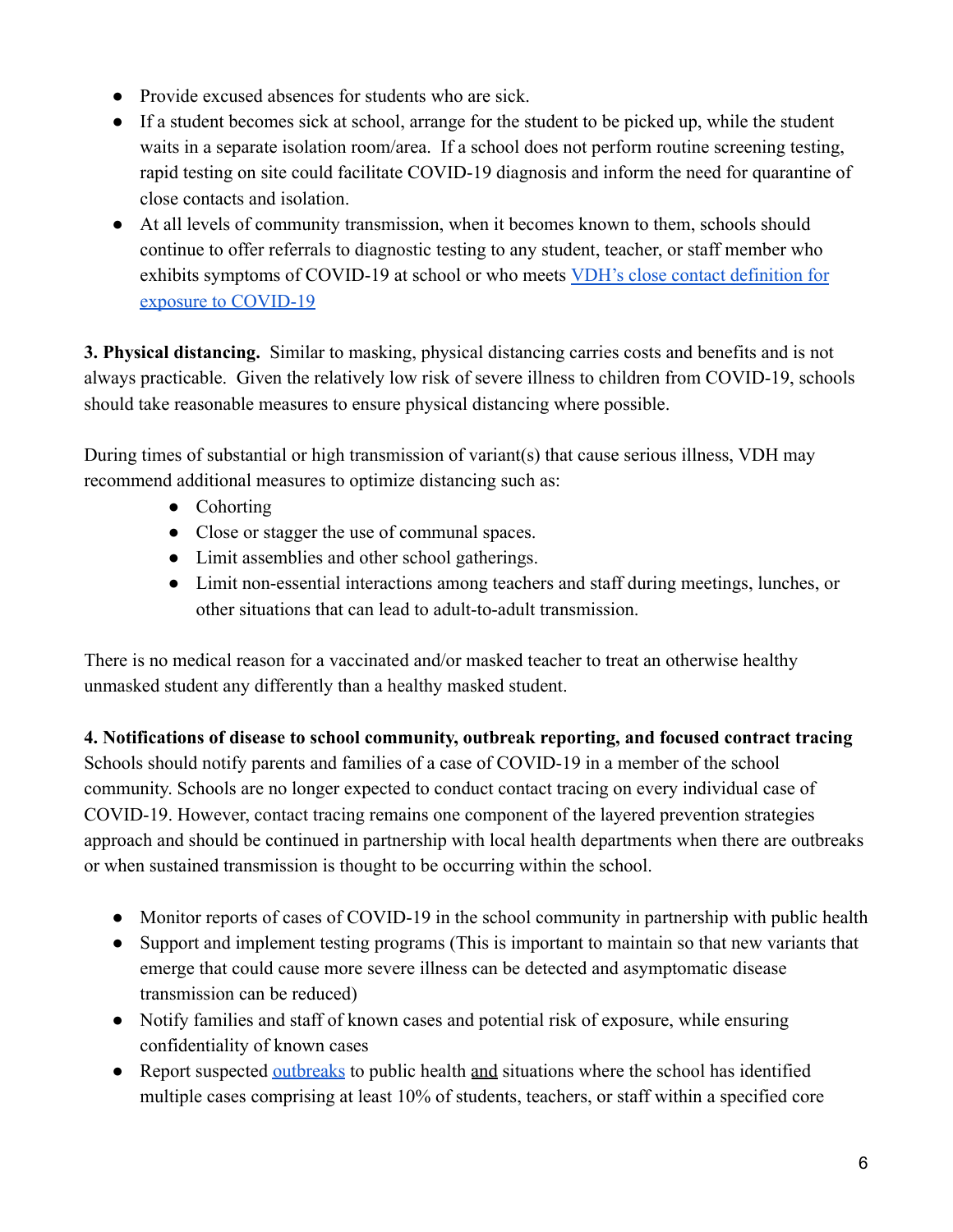- Provide excused absences for students who are sick.
- If a student becomes sick at school, arrange for the student to be picked up, while the student waits in a separate isolation room/area. If a school does not perform routine screening testing, rapid testing on site could facilitate COVID-19 diagnosis and inform the need for quarantine of close contacts and isolation.
- At all levels of community transmission, when it becomes known to them, schools should continue to offer referrals to diagnostic testing to any student, teacher, or staff member who exhibits symptoms of COVID-19 at school or who meets VDH's close contact definition for exposure to COVID-19

**3. Physical distancing.** Similar to masking, physical distancing carries costs and benefits and is not always practicable. Given the relatively low risk of severe illness to children from COVID-19, schools should take reasonable measures to ensure physical distancing where possible.

During times of substantial or high transmission of variant(s) that cause serious illness, VDH may recommend additional measures to optimize distancing such as:

- Cohorting
- Close or stagger the use of communal spaces.
- Limit assemblies and other school gatherings.
- Limit non-essential interactions among teachers and staff during meetings, lunches, or other situations that can lead to adult-to-adult transmission.

There is no medical reason for a vaccinated and/or masked teacher to treat an otherwise healthy unmasked student any differently than a healthy masked student.

**4. Notifications of disease to school community, outbreak reporting, and focused contract tracing**

Schools should notify parents and families of a case of COVID-19 in a member of the school community. Schools are no longer expected to conduct contact tracing on every individual case of COVID-19. However, contact tracing remains one component of the layered prevention strategies approach and should be continued in partnership with local health departments when there are outbreaks or when sustained transmission is thought to be occurring within the school.

- Monitor reports of cases of COVID-19 in the school community in partnership with public health
- Support and implement testing programs (This is important to maintain so that new variants that emerge that could cause more severe illness can be detected and asymptomatic disease transmission can be reduced)
- Notify families and staff of known cases and potential risk of exposure, while ensuring confidentiality of known cases
- Report suspected outbreaks to public health and situations where the school has identified multiple cases comprising at least 10% of students, teachers, or staff within a specified core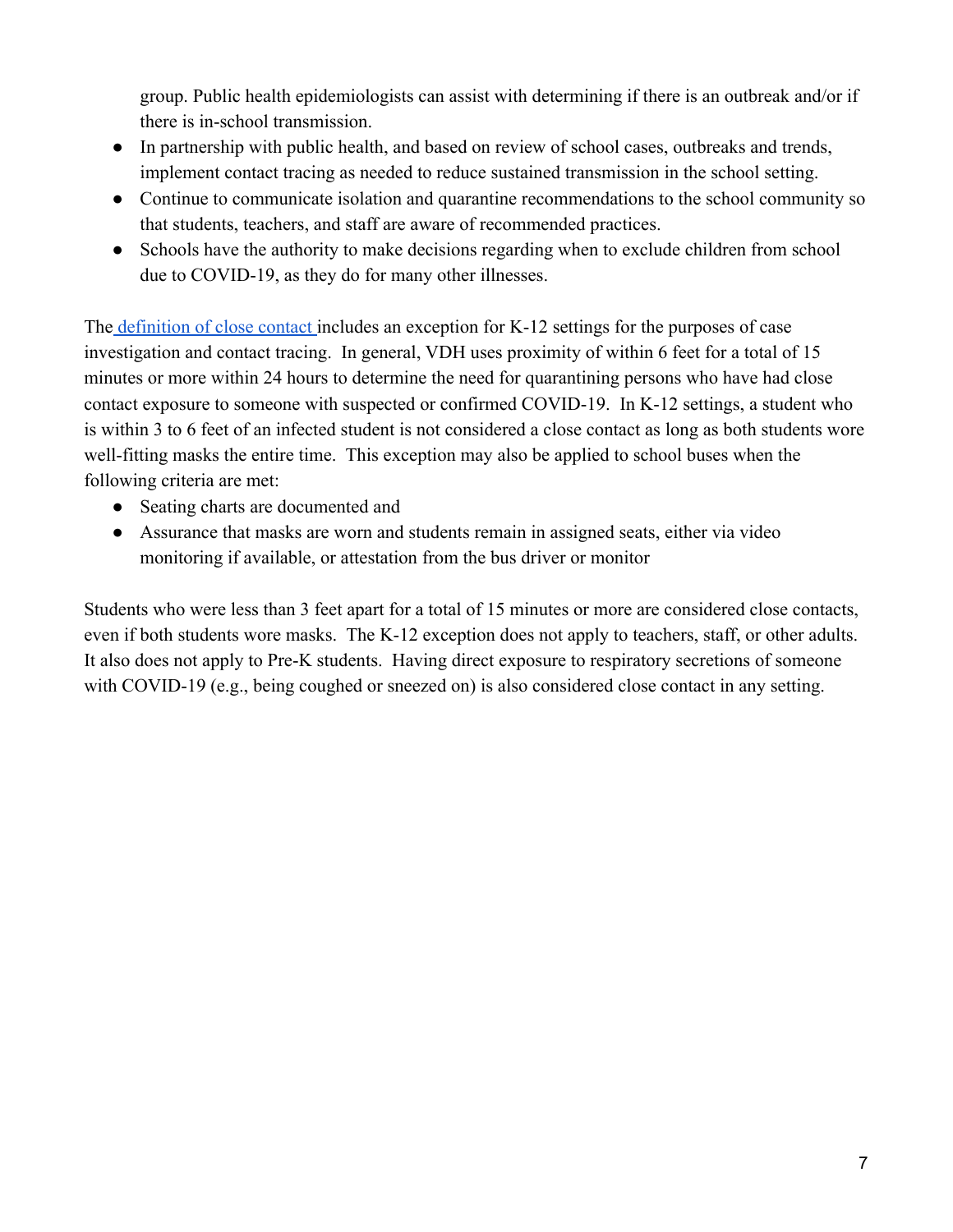group. Public health epidemiologists can assist with determining if there is an outbreak and/or if there is in-school transmission.

- In partnership with public health, and based on review of school cases, outbreaks and trends, implement contact tracing as needed to reduce sustained transmission in the school setting.
- Continue to communicate isolation and quarantine recommendations to the school community so that students, teachers, and staff are aware of recommended practices.
- Schools have the authority to make decisions regarding when to exclude children from school due to COVID-19, as they do for many other illnesses.

The definition of close contact includes an exception for K-12 settings for the purposes of case investigation and contact tracing. In general, VDH uses proximity of within 6 feet for a total of 15 minutes or more within 24 hours to determine the need for quarantining persons who have had close contact exposure to someone with suspected or confirmed COVID-19. In K-12 settings, a student who is within 3 to 6 feet of an infected student is not considered a close contact as long as both students wore well-fitting masks the entire time. This exception may also be applied to school buses when the following criteria are met:

- Seating charts are documented and
- Assurance that masks are worn and students remain in assigned seats, either via video monitoring if available, or attestation from the bus driver or monitor

Students who were less than 3 feet apart for a total of 15 minutes or more are considered close contacts, even if both students wore masks. The K-12 exception does not apply to teachers, staff, or other adults. It also does not apply to Pre-K students. Having direct exposure to respiratory secretions of someone with COVID-19 (e.g., being coughed or sneezed on) is also considered close contact in any setting.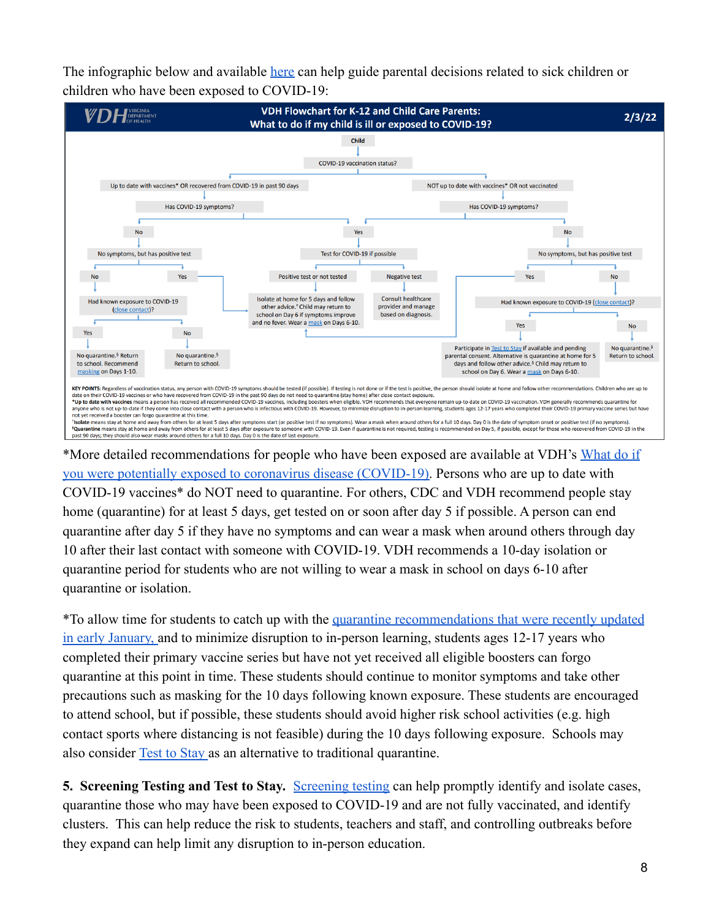The infographic below and available here can help guide parental decisions related to sick children or children who have been exposed to COVID-19:

**VDH Flowchart for K-12 and Child Care Parents: What to do if my child is ill or exposed to COVID-19?** 2/3/22

Child → COVID-19 vaccination status?

- Up to date with vaccines* OR recovered from COVID-19 in past 90 days → Has COVID-19 symptoms?
  - No → No symptoms, but has positive test
    - No → Had known exposure to COVID-19 (close contact)?
      - Yes → No quarantine.§ Return to school. Recommend masking on Days 1-10.
      - No → No quarantine.§ Return to school.
    - Yes → Isolate at home for 5 days and follow other advice.† Child may return to school on Day 6 if symptoms improve and no fever. Wear a mask on Days 6-10.
  - Yes → Test for COVID-19 if possible
- NOT up to date with vaccines* OR not vaccinated → Has COVID-19 symptoms?
  - Yes → Test for COVID-19 if possible
    - Positive test or not tested → Isolate at home for 5 days and follow other advice.† Child may return to school on Day 6 if symptoms improve and no fever. Wear a mask on Days 6-10.
    - Negative test → Consult healthcare provider and manage based on diagnosis.
  - No → No symptoms, but has positive test
    - Yes → Isolate at home for 5 days and follow other advice.† Child may return to school on Day 6 if symptoms improve and no fever. Wear a mask on Days 6-10.
    - No → Had known exposure to COVID-19 (close contact)?
      - Yes → Participate in Test to Stay if available and pending parental consent. Alternative is quarantine at home for 5 days and follow other advice.§ Child may return to school on Day 6. Wear a mask on Days 6-10.
      - No → No quarantine.§ Return to school.

KEY POINTS: Regardless of vaccination status, any person with COVID-19 symptoms should be tested (if possible). If testing is not done or if the test is positive, the person should isolate at home and follow other recommendations. Children who are up to date on their COVID-19 vaccines or who have recovered from COVID-19 in the past 90 days do not need to quarantine (stay home) after close contact exposure.
*Up to date with vaccines means a person has received all recommended COVID-19 vaccines, including boosters when eligible. VDH recommends that everyone remain up-to-date on COVID-19 vaccination. VDH generally recommends quarantine for anyone who is not up-to-date if they come into close contact with a person who is infectious with COVID-19. However, to minimize disruption to in-person learning, students ages 12-17 years who completed their COVID-19 primary vaccine series but have not yet received a booster can forgo quarantine at this time.
†Isolate means stay at home and away from others for at least 5 days after symptoms start (or positive test if no symptoms). Wear a mask when around others for a full 10 days. Day 0 is the date of symptom onset or positive test (if no symptoms).
§Quarantine means stay at home and away from others for at least 5 days after exposure to someone with COVID-19. Even if quarantine is not required, testing is recommended on Day 5, if possible, except for those who recovered from COVID-19 in the past 90 days; they should also wear masks around others for a full 10 days. Day 0 is the date of last exposure.

*More detailed recommendations for people who have been exposed are available at VDH's What do if you were potentially exposed to coronavirus disease (COVID-19). Persons who are up to date with COVID-19 vaccines* do NOT need to quarantine. For others, CDC and VDH recommend people stay home (quarantine) for at least 5 days, get tested on or soon after day 5 if possible. A person can end quarantine after day 5 if they have no symptoms and can wear a mask when around others through day 10 after their last contact with someone with COVID-19. VDH recommends a 10-day isolation or quarantine period for students who are not willing to wear a mask in school on days 6-10 after quarantine or isolation.

*To allow time for students to catch up with the quarantine recommendations that were recently updated in early January, and to minimize disruption to in-person learning, students ages 12-17 years who completed their primary vaccine series but have not yet received all eligible boosters can forgo quarantine at this point in time. These students should continue to monitor symptoms and take other precautions such as masking for the 10 days following known exposure. These students are encouraged to attend school, but if possible, these students should avoid higher risk school activities (e.g. high contact sports where distancing is not feasible) during the 10 days following exposure. Schools may also consider Test to Stay as an alternative to traditional quarantine.

**5. Screening Testing and Test to Stay.** Screening testing can help promptly identify and isolate cases, quarantine those who may have been exposed to COVID-19 and are not fully vaccinated, and identify clusters. This can help reduce the risk to students, teachers and staff, and controlling outbreaks before they expand can help limit any disruption to in-person education.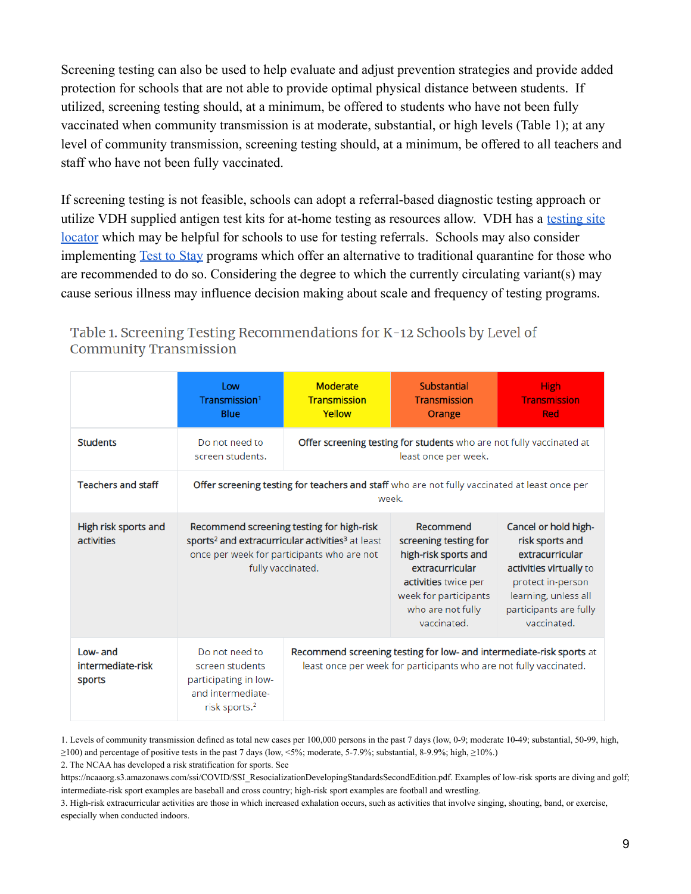Screening testing can also be used to help evaluate and adjust prevention strategies and provide added protection for schools that are not able to provide optimal physical distance between students. If utilized, screening testing should, at a minimum, be offered to students who have not been fully vaccinated when community transmission is at moderate, substantial, or high levels (Table 1); at any level of community transmission, screening testing should, at a minimum, be offered to all teachers and staff who have not been fully vaccinated.

If screening testing is not feasible, schools can adopt a referral-based diagnostic testing approach or utilize VDH supplied antigen test kits for at-home testing as resources allow. VDH has a [testing site locator]() which may be helpful for schools to use for testing referrals. Schools may also consider implementing [Test to Stay]() programs which offer an alternative to traditional quarantine for those who are recommended to do so. Considering the degree to which the currently circulating variant(s) may cause serious illness may influence decision making about scale and frequency of testing programs.

### Table 1. Screening Testing Recommendations for K-12 Schools by Level of Community Transmission

| | Low Transmission[1] Blue | Moderate Transmission Yellow | Substantial Transmission Orange | High Transmission Red |
|---|---|---|---|---|
| Students | Do not need to screen students. | **Offer screening testing for students** who are not fully vaccinated at least once per week. | | |
| Teachers and staff | **Offer screening testing for teachers and staff** who are not fully vaccinated at least once per week. | | | |
| High risk sports and activities | **Recommend screening testing for high-risk sports[2] and extracurricular activities[3]** at least once per week for participants who are not fully vaccinated. | | **Recommend screening testing for high-risk sports and extracurricular activities** twice per week for participants who are not fully vaccinated. | **Cancel or hold high-risk sports and extracurricular activities virtually** to protect in-person learning, unless all participants are fully vaccinated. |
| Low- and intermediate-risk sports | Do not need to screen students participating in low- and intermediate-risk sports.[2] | **Recommend screening testing for low- and intermediate-risk sports** at least once per week for participants who are not fully vaccinated. | | |

1. Levels of community transmission defined as total new cases per 100,000 persons in the past 7 days (low, 0-9; moderate 10-49; substantial, 50-99, high, ≥100) and percentage of positive tests in the past 7 days (low, <5%; moderate, 5-7.9%; substantial, 8-9.9%; high, ≥10%.)
2. The NCAA has developed a risk stratification for sports. See https://ncaaorg.s3.amazonaws.com/ssi/COVID/SSI_ResocializationDevelopingStandardsSecondEdition.pdf. Examples of low-risk sports are diving and golf; intermediate-risk sport examples are baseball and cross country; high-risk sport examples are football and wrestling.
3. High-risk extracurricular activities are those in which increased exhalation occurs, such as activities that involve singing, shouting, band, or exercise, especially when conducted indoors.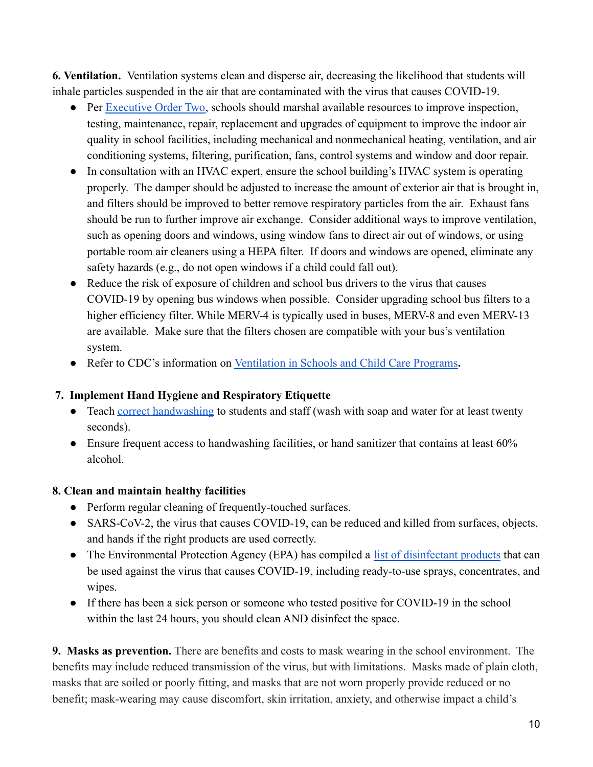**6. Ventilation.** Ventilation systems clean and disperse air, decreasing the likelihood that students will inhale particles suspended in the air that are contaminated with the virus that causes COVID-19.

- Per Executive Order Two, schools should marshal available resources to improve inspection, testing, maintenance, repair, replacement and upgrades of equipment to improve the indoor air quality in school facilities, including mechanical and nonmechanical heating, ventilation, and air conditioning systems, filtering, purification, fans, control systems and window and door repair.
- In consultation with an HVAC expert, ensure the school building's HVAC system is operating properly. The damper should be adjusted to increase the amount of exterior air that is brought in, and filters should be improved to better remove respiratory particles from the air. Exhaust fans should be run to further improve air exchange. Consider additional ways to improve ventilation, such as opening doors and windows, using window fans to direct air out of windows, or using portable room air cleaners using a HEPA filter. If doors and windows are opened, eliminate any safety hazards (e.g., do not open windows if a child could fall out).
- Reduce the risk of exposure of children and school bus drivers to the virus that causes COVID-19 by opening bus windows when possible. Consider upgrading school bus filters to a higher efficiency filter. While MERV-4 is typically used in buses, MERV-8 and even MERV-13 are available. Make sure that the filters chosen are compatible with your bus's ventilation system.
- Refer to CDC's information on Ventilation in Schools and Child Care Programs**.**

**7. Implement Hand Hygiene and Respiratory Etiquette**

- Teach correct handwashing to students and staff (wash with soap and water for at least twenty seconds).
- Ensure frequent access to handwashing facilities, or hand sanitizer that contains at least 60% alcohol.

**8. Clean and maintain healthy facilities**

- Perform regular cleaning of frequently-touched surfaces.
- SARS-CoV-2, the virus that causes COVID-19, can be reduced and killed from surfaces, objects, and hands if the right products are used correctly.
- The Environmental Protection Agency (EPA) has compiled a list of disinfectant products that can be used against the virus that causes COVID-19, including ready-to-use sprays, concentrates, and wipes.
- If there has been a sick person or someone who tested positive for COVID-19 in the school within the last 24 hours, you should clean AND disinfect the space.

**9. Masks as prevention.** There are benefits and costs to mask wearing in the school environment. The benefits may include reduced transmission of the virus, but with limitations. Masks made of plain cloth, masks that are soiled or poorly fitting, and masks that are not worn properly provide reduced or no benefit; mask-wearing may cause discomfort, skin irritation, anxiety, and otherwise impact a child's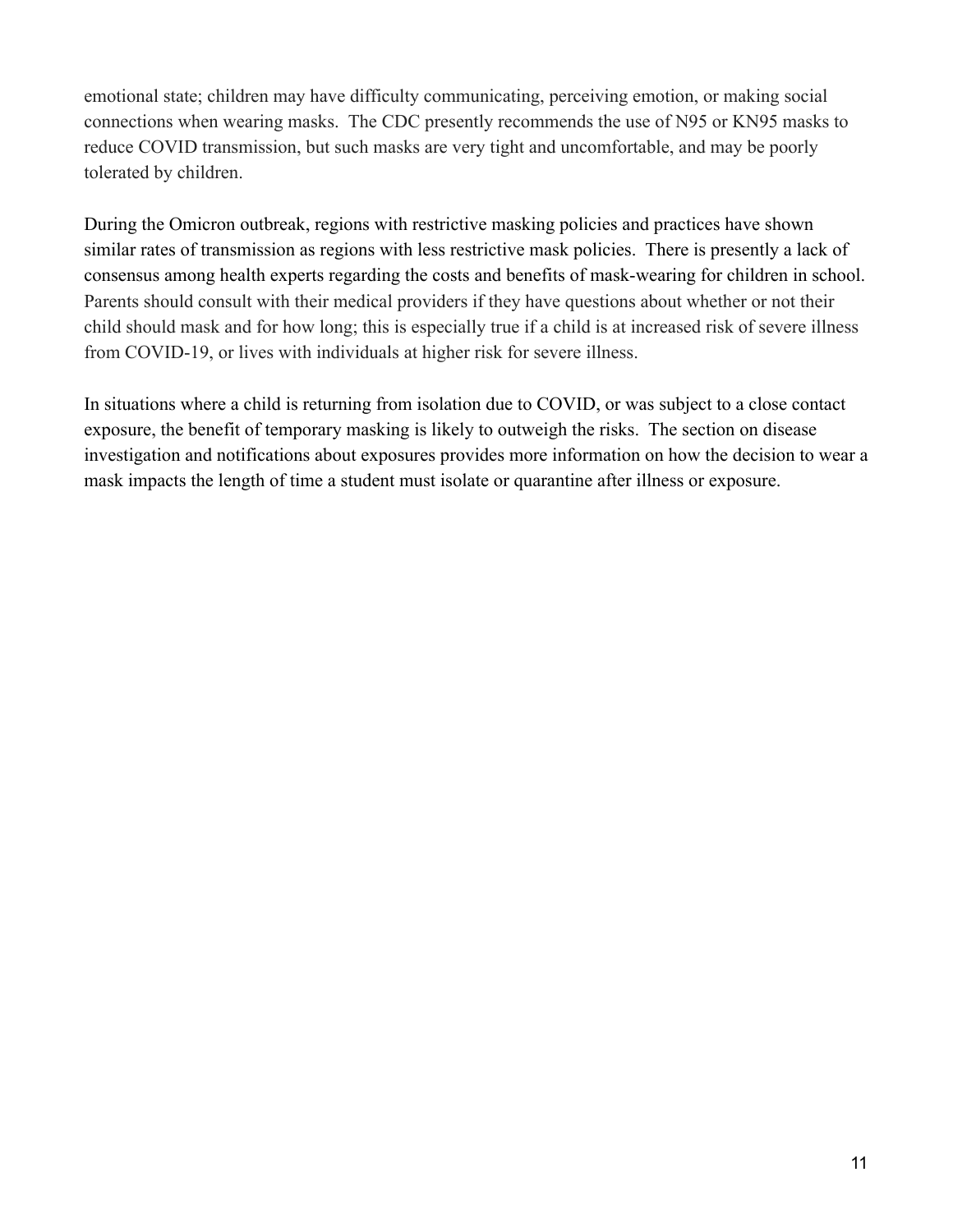emotional state; children may have difficulty communicating, perceiving emotion, or making social connections when wearing masks. The CDC presently recommends the use of N95 or KN95 masks to reduce COVID transmission, but such masks are very tight and uncomfortable, and may be poorly tolerated by children.

During the Omicron outbreak, regions with restrictive masking policies and practices have shown similar rates of transmission as regions with less restrictive mask policies. There is presently a lack of consensus among health experts regarding the costs and benefits of mask-wearing for children in school. Parents should consult with their medical providers if they have questions about whether or not their child should mask and for how long; this is especially true if a child is at increased risk of severe illness from COVID-19, or lives with individuals at higher risk for severe illness.

In situations where a child is returning from isolation due to COVID, or was subject to a close contact exposure, the benefit of temporary masking is likely to outweigh the risks. The section on disease investigation and notifications about exposures provides more information on how the decision to wear a mask impacts the length of time a student must isolate or quarantine after illness or exposure.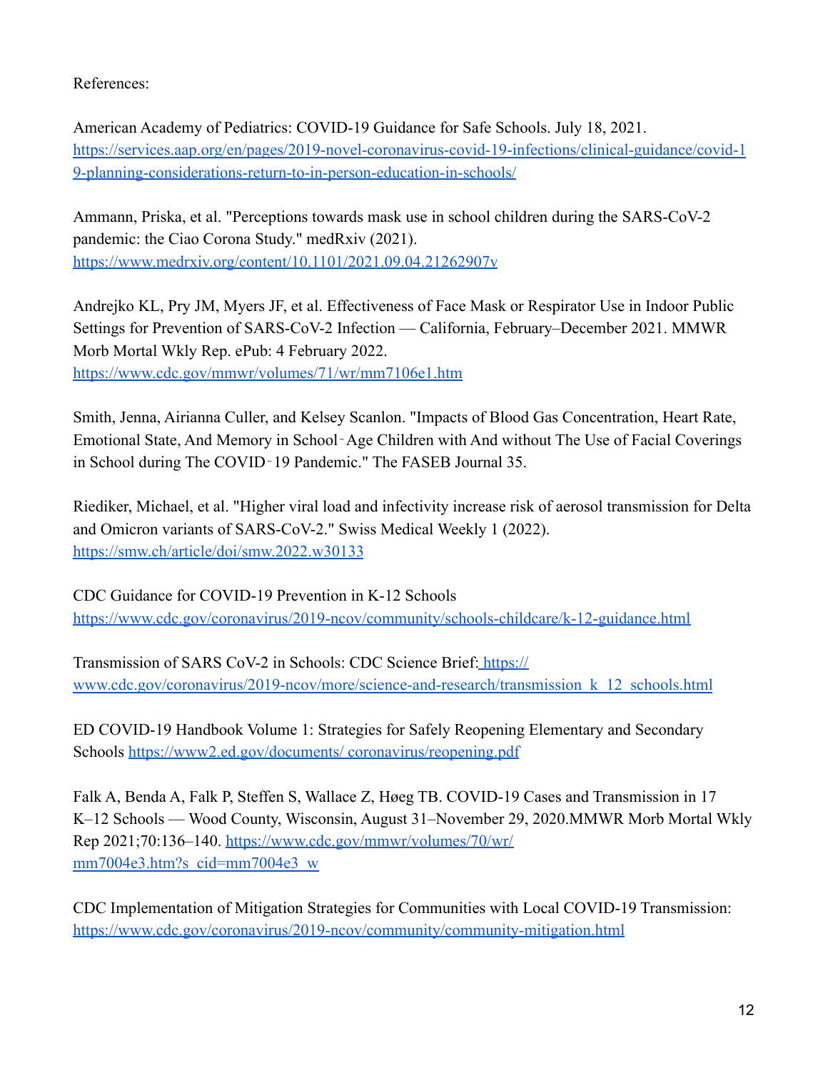References:

American Academy of Pediatrics: COVID-19 Guidance for Safe Schools. July 18, 2021. https://services.aap.org/en/pages/2019-novel-coronavirus-covid-19-infections/clinical-guidance/covid-19-planning-considerations-return-to-in-person-education-in-schools/

Ammann, Priska, et al. "Perceptions towards mask use in school children during the SARS-CoV-2 pandemic: the Ciao Corona Study." medRxiv (2021). https://www.medrxiv.org/content/10.1101/2021.09.04.21262907v

Andrejko KL, Pry JM, Myers JF, et al. Effectiveness of Face Mask or Respirator Use in Indoor Public Settings for Prevention of SARS-CoV-2 Infection — California, February–December 2021. MMWR Morb Mortal Wkly Rep. ePub: 4 February 2022. https://www.cdc.gov/mmwr/volumes/71/wr/mm7106e1.htm

Smith, Jenna, Airianna Culler, and Kelsey Scanlon. "Impacts of Blood Gas Concentration, Heart Rate, Emotional State, And Memory in School‐Age Children with And without The Use of Facial Coverings in School during The COVID‐19 Pandemic." The FASEB Journal 35.

Riediker, Michael, et al. "Higher viral load and infectivity increase risk of aerosol transmission for Delta and Omicron variants of SARS-CoV-2." Swiss Medical Weekly 1 (2022). https://smw.ch/article/doi/smw.2022.w30133

CDC Guidance for COVID-19 Prevention in K-12 Schools https://www.cdc.gov/coronavirus/2019-ncov/community/schools-childcare/k-12-guidance.html

Transmission of SARS CoV-2 in Schools: CDC Science Brief: https://www.cdc.gov/coronavirus/2019-ncov/more/science-and-research/transmission_k_12_schools.html

ED COVID-19 Handbook Volume 1: Strategies for Safely Reopening Elementary and Secondary Schools https://www2.ed.gov/documents/ coronavirus/reopening.pdf

Falk A, Benda A, Falk P, Steffen S, Wallace Z, Høeg TB. COVID-19 Cases and Transmission in 17 K–12 Schools — Wood County, Wisconsin, August 31–November 29, 2020.MMWR Morb Mortal Wkly Rep 2021;70:136–140. https://www.cdc.gov/mmwr/volumes/70/wr/mm7004e3.htm?s_cid=mm7004e3_w

CDC Implementation of Mitigation Strategies for Communities with Local COVID-19 Transmission: https://www.cdc.gov/coronavirus/2019-ncov/community/community-mitigation.html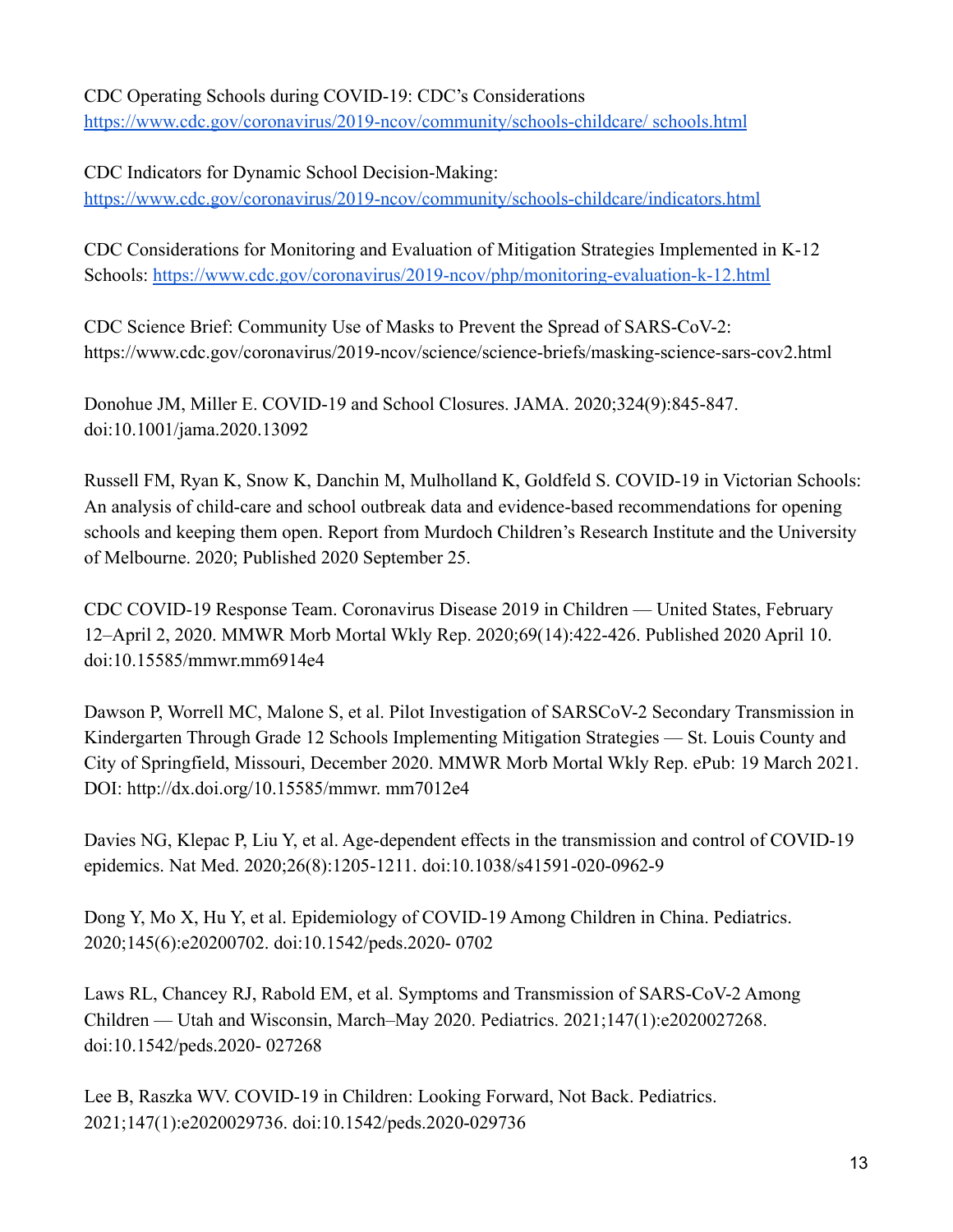CDC Operating Schools during COVID-19: CDC's Considerations
[https://www.cdc.gov/coronavirus/2019-ncov/community/schools-childcare/ schools.html](https://www.cdc.gov/coronavirus/2019-ncov/community/schools-childcare/schools.html)

CDC Indicators for Dynamic School Decision-Making:
[https://www.cdc.gov/coronavirus/2019-ncov/community/schools-childcare/indicators.html](https://www.cdc.gov/coronavirus/2019-ncov/community/schools-childcare/indicators.html)

CDC Considerations for Monitoring and Evaluation of Mitigation Strategies Implemented in K-12 Schools: [https://www.cdc.gov/coronavirus/2019-ncov/php/monitoring-evaluation-k-12.html](https://www.cdc.gov/coronavirus/2019-ncov/php/monitoring-evaluation-k-12.html)

CDC Science Brief: Community Use of Masks to Prevent the Spread of SARS-CoV-2:
https://www.cdc.gov/coronavirus/2019-ncov/science/science-briefs/masking-science-sars-cov2.html

Donohue JM, Miller E. COVID-19 and School Closures. JAMA. 2020;324(9):845-847. doi:10.1001/jama.2020.13092

Russell FM, Ryan K, Snow K, Danchin M, Mulholland K, Goldfeld S. COVID-19 in Victorian Schools: An analysis of child-care and school outbreak data and evidence-based recommendations for opening schools and keeping them open. Report from Murdoch Children's Research Institute and the University of Melbourne. 2020; Published 2020 September 25.

CDC COVID-19 Response Team. Coronavirus Disease 2019 in Children — United States, February 12–April 2, 2020. MMWR Morb Mortal Wkly Rep. 2020;69(14):422-426. Published 2020 April 10. doi:10.15585/mmwr.mm6914e4

Dawson P, Worrell MC, Malone S, et al. Pilot Investigation of SARSCoV-2 Secondary Transmission in Kindergarten Through Grade 12 Schools Implementing Mitigation Strategies — St. Louis County and City of Springfield, Missouri, December 2020. MMWR Morb Mortal Wkly Rep. ePub: 19 March 2021. DOI: http://dx.doi.org/10.15585/mmwr. mm7012e4

Davies NG, Klepac P, Liu Y, et al. Age-dependent effects in the transmission and control of COVID-19 epidemics. Nat Med. 2020;26(8):1205-1211. doi:10.1038/s41591-020-0962-9

Dong Y, Mo X, Hu Y, et al. Epidemiology of COVID-19 Among Children in China. Pediatrics. 2020;145(6):e20200702. doi:10.1542/peds.2020- 0702

Laws RL, Chancey RJ, Rabold EM, et al. Symptoms and Transmission of SARS-CoV-2 Among Children — Utah and Wisconsin, March–May 2020. Pediatrics. 2021;147(1):e2020027268. doi:10.1542/peds.2020- 027268

Lee B, Raszka WV. COVID-19 in Children: Looking Forward, Not Back. Pediatrics. 2021;147(1):e2020029736. doi:10.1542/peds.2020-029736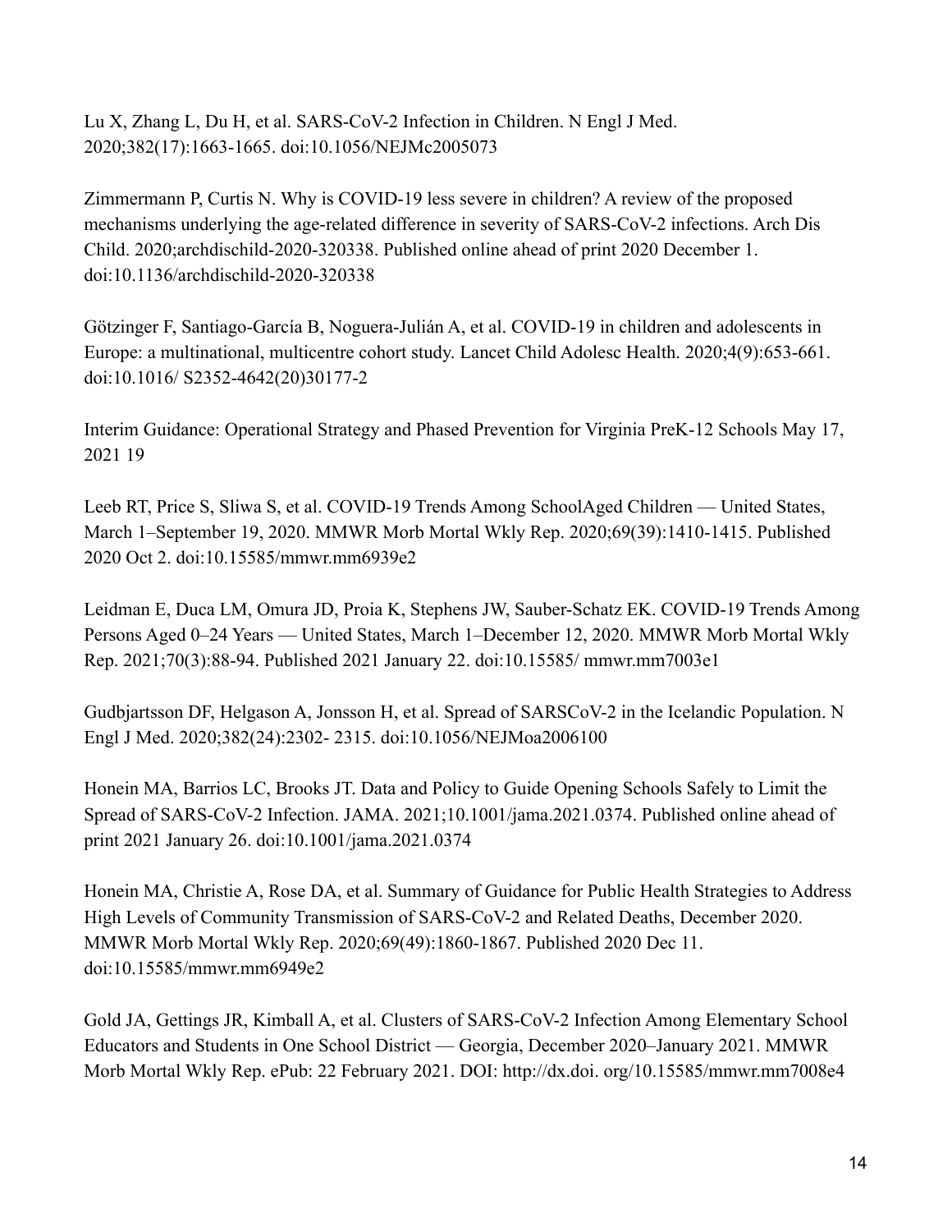Lu X, Zhang L, Du H, et al. SARS-CoV-2 Infection in Children. N Engl J Med. 2020;382(17):1663-1665. doi:10.1056/NEJMc2005073

Zimmermann P, Curtis N. Why is COVID-19 less severe in children? A review of the proposed mechanisms underlying the age-related difference in severity of SARS-CoV-2 infections. Arch Dis Child. 2020;archdischild-2020-320338. Published online ahead of print 2020 December 1. doi:10.1136/archdischild-2020-320338

Götzinger F, Santiago-García B, Noguera-Julián A, et al. COVID-19 in children and adolescents in Europe: a multinational, multicentre cohort study. Lancet Child Adolesc Health. 2020;4(9):653-661. doi:10.1016/ S2352-4642(20)30177-2

Interim Guidance: Operational Strategy and Phased Prevention for Virginia PreK-12 Schools May 17, 2021 19

Leeb RT, Price S, Sliwa S, et al. COVID-19 Trends Among SchoolAged Children — United States, March 1–September 19, 2020. MMWR Morb Mortal Wkly Rep. 2020;69(39):1410-1415. Published 2020 Oct 2. doi:10.15585/mmwr.mm6939e2

Leidman E, Duca LM, Omura JD, Proia K, Stephens JW, Sauber-Schatz EK. COVID-19 Trends Among Persons Aged 0–24 Years — United States, March 1–December 12, 2020. MMWR Morb Mortal Wkly Rep. 2021;70(3):88-94. Published 2021 January 22. doi:10.15585/ mmwr.mm7003e1

Gudbjartsson DF, Helgason A, Jonsson H, et al. Spread of SARSCoV-2 in the Icelandic Population. N Engl J Med. 2020;382(24):2302- 2315. doi:10.1056/NEJMoa2006100

Honein MA, Barrios LC, Brooks JT. Data and Policy to Guide Opening Schools Safely to Limit the Spread of SARS-CoV-2 Infection. JAMA. 2021;10.1001/jama.2021.0374. Published online ahead of print 2021 January 26. doi:10.1001/jama.2021.0374

Honein MA, Christie A, Rose DA, et al. Summary of Guidance for Public Health Strategies to Address High Levels of Community Transmission of SARS-CoV-2 and Related Deaths, December 2020. MMWR Morb Mortal Wkly Rep. 2020;69(49):1860-1867. Published 2020 Dec 11. doi:10.15585/mmwr.mm6949e2

Gold JA, Gettings JR, Kimball A, et al. Clusters of SARS-CoV-2 Infection Among Elementary School Educators and Students in One School District — Georgia, December 2020–January 2021. MMWR Morb Mortal Wkly Rep. ePub: 22 February 2021. DOI: http://dx.doi. org/10.15585/mmwr.mm7008e4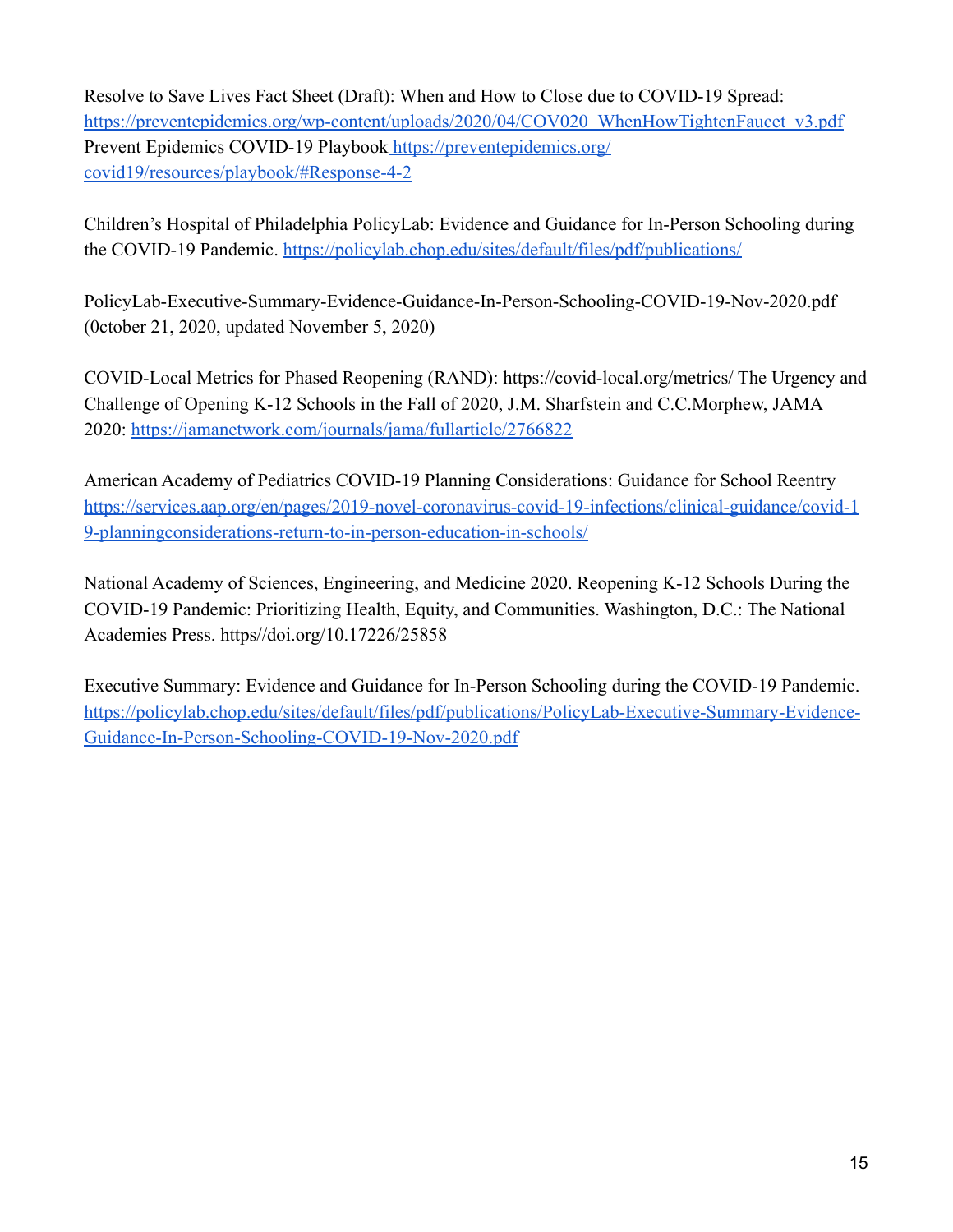Resolve to Save Lives Fact Sheet (Draft): When and How to Close due to COVID-19 Spread: https://preventepidemics.org/wp-content/uploads/2020/04/COV020_WhenHowTightenFaucet_v3.pdf
Prevent Epidemics COVID-19 Playbook https://preventepidemics.org/covid19/resources/playbook/#Response-4-2

Children's Hospital of Philadelphia PolicyLab: Evidence and Guidance for In-Person Schooling during the COVID-19 Pandemic. https://policylab.chop.edu/sites/default/files/pdf/publications/

PolicyLab-Executive-Summary-Evidence-Guidance-In-Person-Schooling-COVID-19-Nov-2020.pdf (0ctober 21, 2020, updated November 5, 2020)

COVID-Local Metrics for Phased Reopening (RAND): https://covid-local.org/metrics/ The Urgency and Challenge of Opening K-12 Schools in the Fall of 2020, J.M. Sharfstein and C.C.Morphew, JAMA 2020: https://jamanetwork.com/journals/jama/fullarticle/2766822

American Academy of Pediatrics COVID-19 Planning Considerations: Guidance for School Reentry https://services.aap.org/en/pages/2019-novel-coronavirus-covid-19-infections/clinical-guidance/covid-19-planningconsiderations-return-to-in-person-education-in-schools/

National Academy of Sciences, Engineering, and Medicine 2020. Reopening K-12 Schools During the COVID-19 Pandemic: Prioritizing Health, Equity, and Communities. Washington, D.C.: The National Academies Press. https//doi.org/10.17226/25858

Executive Summary: Evidence and Guidance for In-Person Schooling during the COVID-19 Pandemic. https://policylab.chop.edu/sites/default/files/pdf/publications/PolicyLab-Executive-Summary-Evidence-Guidance-In-Person-Schooling-COVID-19-Nov-2020.pdf